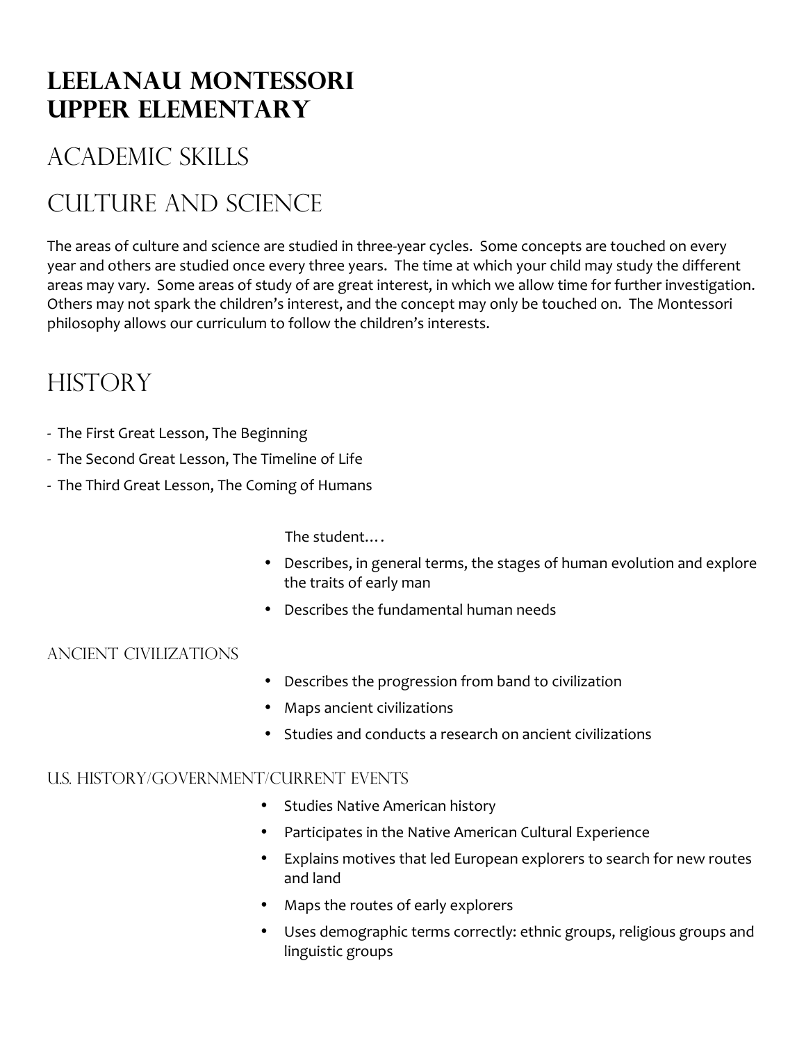# Leelanau Montessori
# Upper Elementary

## Academic Skills

## Culture and Science

The areas of culture and science are studied in three-year cycles. Some concepts are touched on every year and others are studied once every three years. The time at which your child may study the different areas may vary. Some areas of study of are great interest, in which we allow time for further investigation. Others may not spark the children's interest, and the concept may only be touched on. The Montessori philosophy allows our curriculum to follow the children's interests.

## History

- The First Great Lesson, The Beginning
- The Second Great Lesson, The Timeline of Life
- The Third Great Lesson, The Coming of Humans

The student….

- Describes, in general terms, the stages of human evolution and explore the traits of early man
- Describes the fundamental human needs

### Ancient Civilizations

- Describes the progression from band to civilization
- Maps ancient civilizations
- Studies and conducts a research on ancient civilizations

### U.S. History/Government/Current Events

- Studies Native American history
- Participates in the Native American Cultural Experience
- Explains motives that led European explorers to search for new routes and land
- Maps the routes of early explorers
- Uses demographic terms correctly: ethnic groups, religious groups and linguistic groups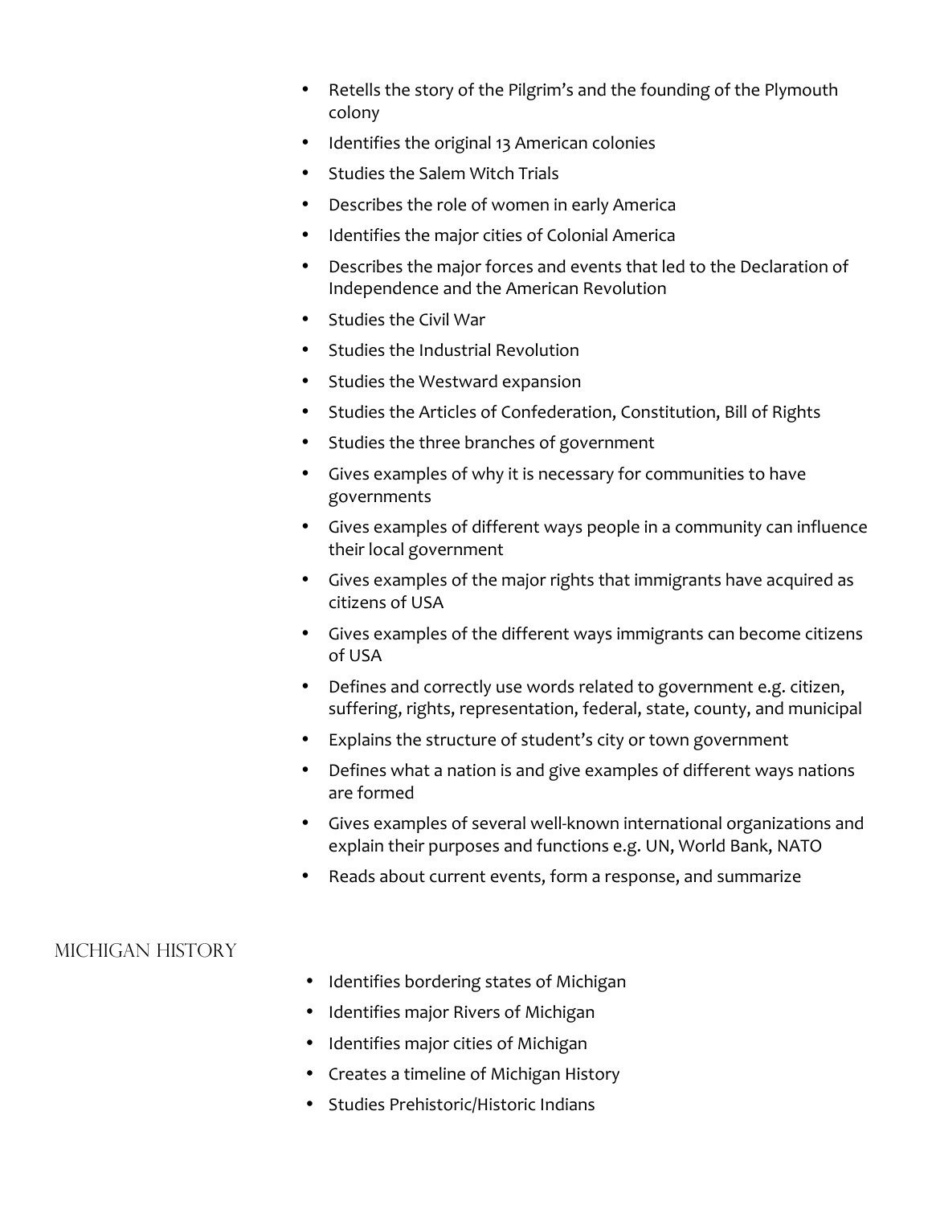- Retells the story of the Pilgrim's and the founding of the Plymouth colony
- Identifies the original 13 American colonies
- Studies the Salem Witch Trials
- Describes the role of women in early America
- Identifies the major cities of Colonial America
- Describes the major forces and events that led to the Declaration of Independence and the American Revolution
- Studies the Civil War
- Studies the Industrial Revolution
- Studies the Westward expansion
- Studies the Articles of Confederation, Constitution, Bill of Rights
- Studies the three branches of government
- Gives examples of why it is necessary for communities to have governments
- Gives examples of different ways people in a community can influence their local government
- Gives examples of the major rights that immigrants have acquired as citizens of USA
- Gives examples of the different ways immigrants can become citizens of USA
- Defines and correctly use words related to government e.g. citizen, suffering, rights, representation, federal, state, county, and municipal
- Explains the structure of student's city or town government
- Defines what a nation is and give examples of different ways nations are formed
- Gives examples of several well-known international organizations and explain their purposes and functions e.g. UN, World Bank, NATO
- Reads about current events, form a response, and summarize

## Michigan History

- Identifies bordering states of Michigan
- Identifies major Rivers of Michigan
- Identifies major cities of Michigan
- Creates a timeline of Michigan History
- Studies Prehistoric/Historic Indians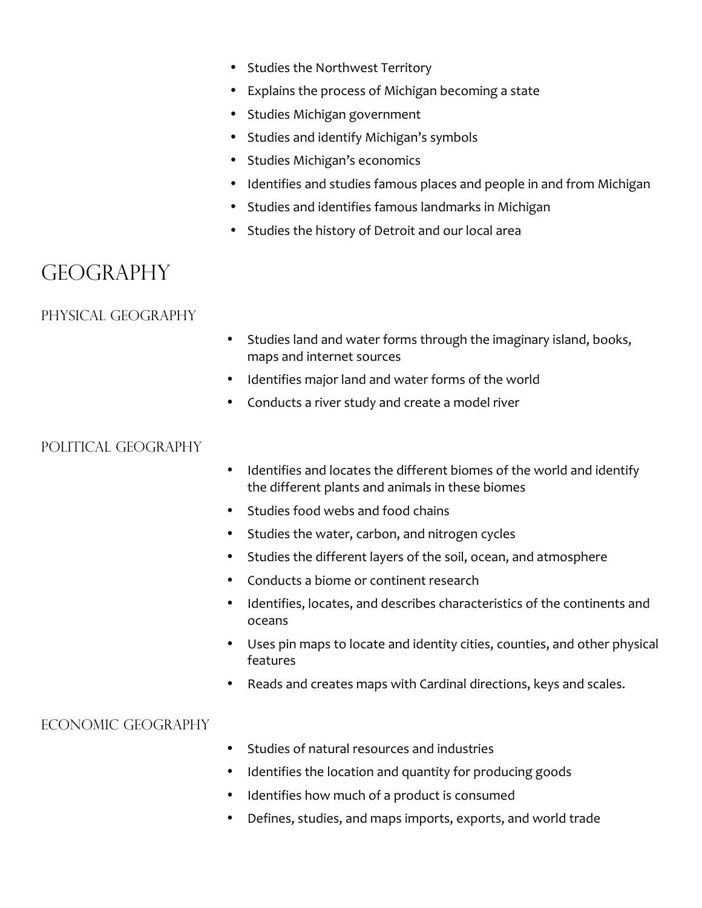- Studies the Northwest Territory
- Explains the process of Michigan becoming a state
- Studies Michigan government
- Studies and identify Michigan's symbols
- Studies Michigan's economics
- Identifies and studies famous places and people in and from Michigan
- Studies and identifies famous landmarks in Michigan
- Studies the history of Detroit and our local area

# Geography

## Physical Geography

- Studies land and water forms through the imaginary island, books, maps and internet sources
- Identifies major land and water forms of the world
- Conducts a river study and create a model river

## Political Geography

- Identifies and locates the different biomes of the world and identify the different plants and animals in these biomes
- Studies food webs and food chains
- Studies the water, carbon, and nitrogen cycles
- Studies the different layers of the soil, ocean, and atmosphere
- Conducts a biome or continent research
- Identifies, locates, and describes characteristics of the continents and oceans
- Uses pin maps to locate and identity cities, counties, and other physical features
- Reads and creates maps with Cardinal directions, keys and scales.

## Economic Geography

- Studies of natural resources and industries
- Identifies the location and quantity for producing goods
- Identifies how much of a product is consumed
- Defines, studies, and maps imports, exports, and world trade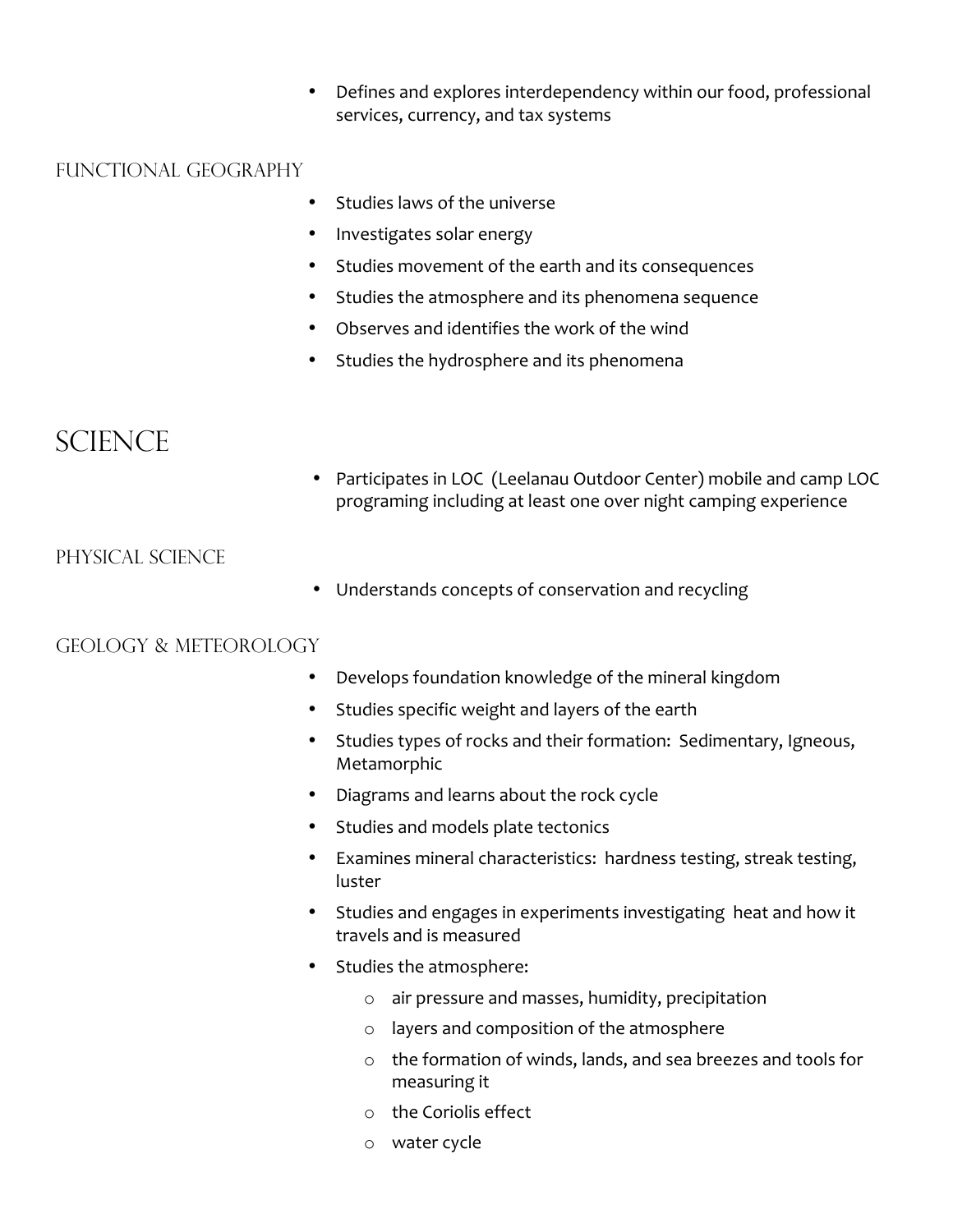- Defines and explores interdependency within our food, professional services, currency, and tax systems

### Functional Geography

- Studies laws of the universe
- Investigates solar energy
- Studies movement of the earth and its consequences
- Studies the atmosphere and its phenomena sequence
- Observes and identifies the work of the wind
- Studies the hydrosphere and its phenomena

## Science

- Participates in LOC (Leelanau Outdoor Center) mobile and camp LOC programing including at least one over night camping experience

### Physical Science

- Understands concepts of conservation and recycling

### Geology & Meteorology

- Develops foundation knowledge of the mineral kingdom
- Studies specific weight and layers of the earth
- Studies types of rocks and their formation: Sedimentary, Igneous, Metamorphic
- Diagrams and learns about the rock cycle
- Studies and models plate tectonics
- Examines mineral characteristics: hardness testing, streak testing, luster
- Studies and engages in experiments investigating heat and how it travels and is measured
- Studies the atmosphere:
  - air pressure and masses, humidity, precipitation
  - layers and composition of the atmosphere
  - the formation of winds, lands, and sea breezes and tools for measuring it
  - the Coriolis effect
  - water cycle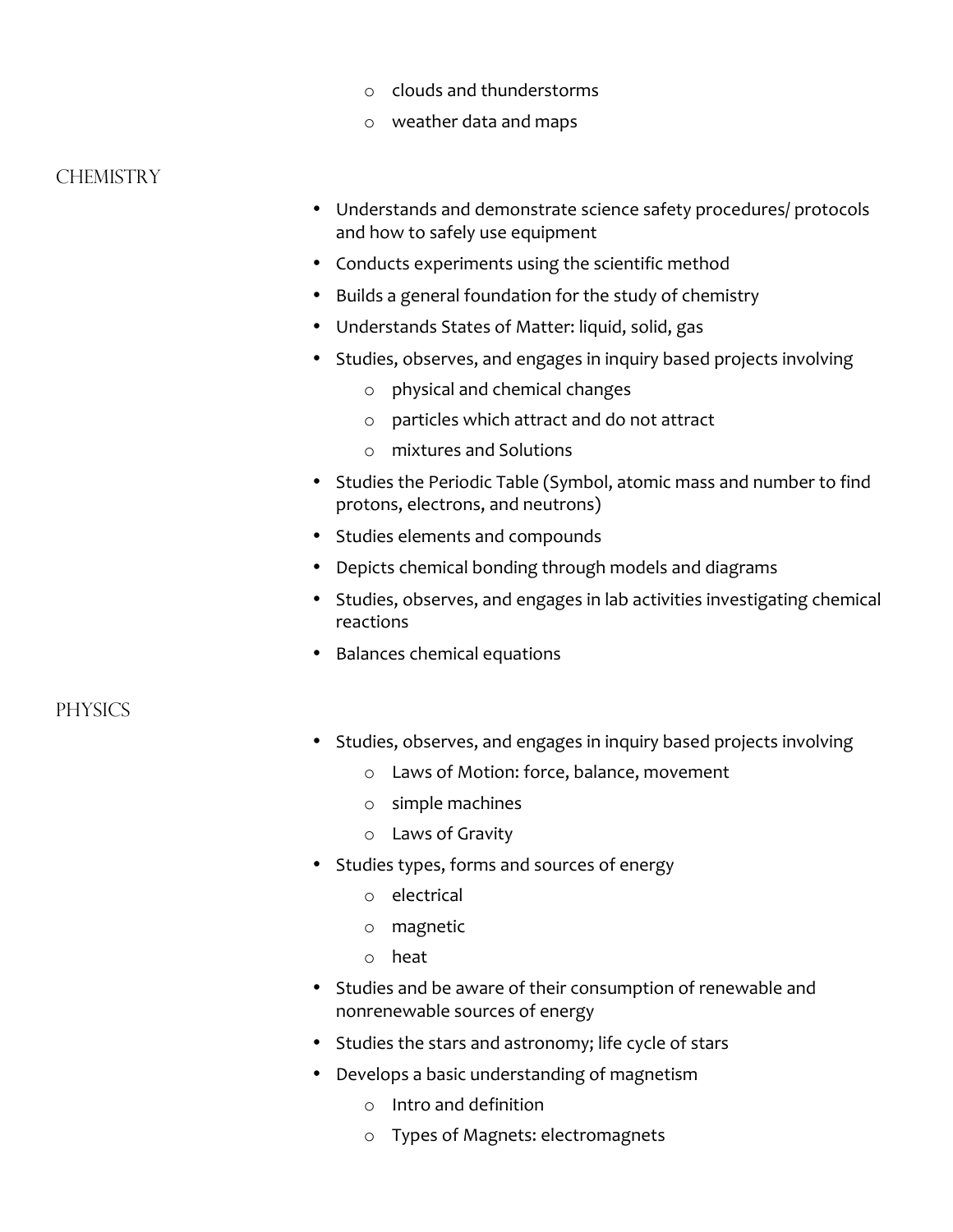- clouds and thunderstorms
- weather data and maps

## CHEMISTRY

- Understands and demonstrate science safety procedures/ protocols and how to safely use equipment
- Conducts experiments using the scientific method
- Builds a general foundation for the study of chemistry
- Understands States of Matter: liquid, solid, gas
- Studies, observes, and engages in inquiry based projects involving
  - physical and chemical changes
  - particles which attract and do not attract
  - mixtures and Solutions
- Studies the Periodic Table (Symbol, atomic mass and number to find protons, electrons, and neutrons)
- Studies elements and compounds
- Depicts chemical bonding through models and diagrams
- Studies, observes, and engages in lab activities investigating chemical reactions
- Balances chemical equations

## PHYSICS

- Studies, observes, and engages in inquiry based projects involving
  - Laws of Motion: force, balance, movement
  - simple machines
  - Laws of Gravity
- Studies types, forms and sources of energy
  - electrical
  - magnetic
  - heat
- Studies and be aware of their consumption of renewable and nonrenewable sources of energy
- Studies the stars and astronomy; life cycle of stars
- Develops a basic understanding of magnetism
  - Intro and definition
  - Types of Magnets: electromagnets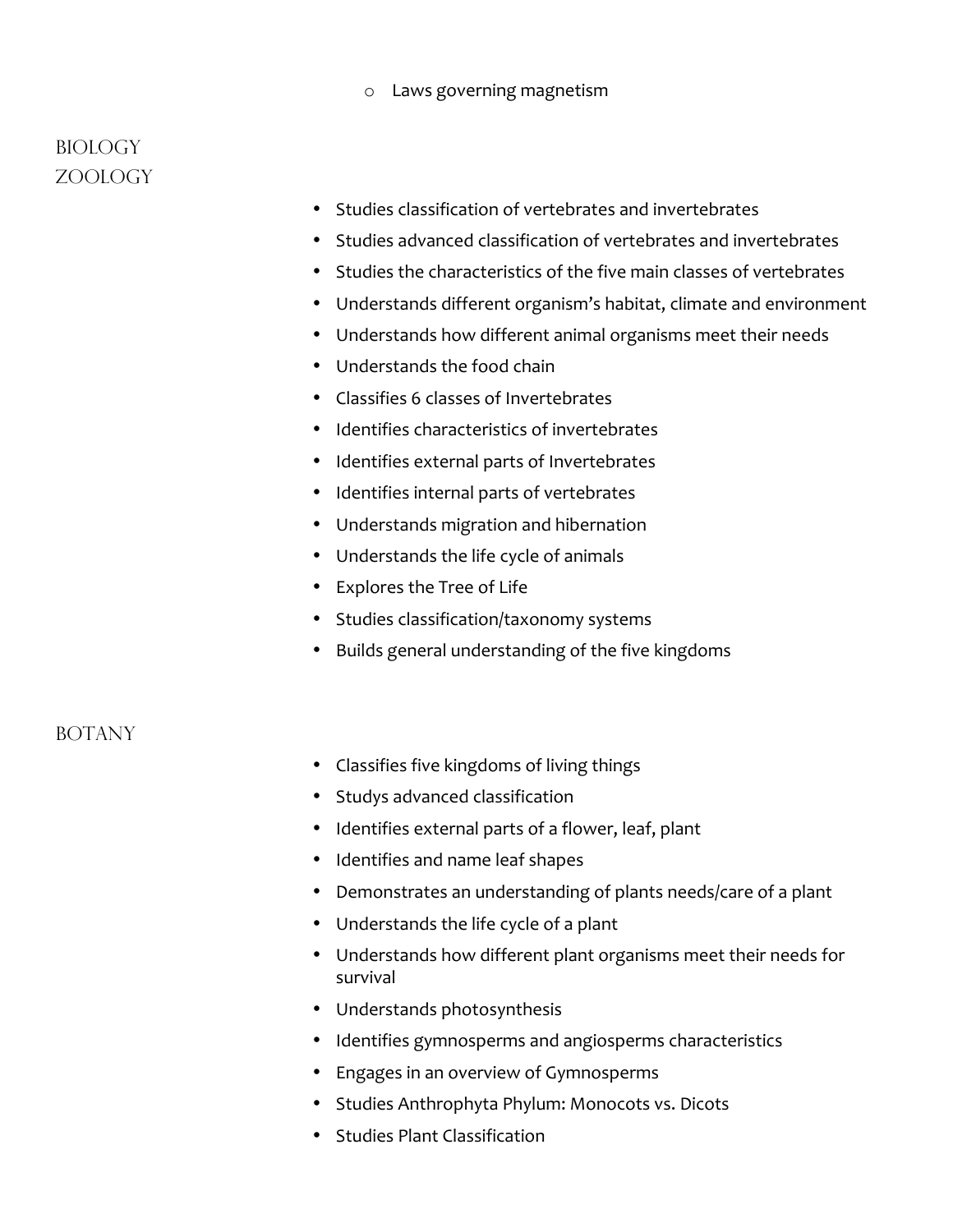- Laws governing magnetism

## BIOLOGY

## ZOOLOGY

- Studies classification of vertebrates and invertebrates
- Studies advanced classification of vertebrates and invertebrates
- Studies the characteristics of the five main classes of vertebrates
- Understands different organism's habitat, climate and environment
- Understands how different animal organisms meet their needs
- Understands the food chain
- Classifies 6 classes of Invertebrates
- Identifies characteristics of invertebrates
- Identifies external parts of Invertebrates
- Identifies internal parts of vertebrates
- Understands migration and hibernation
- Understands the life cycle of animals
- Explores the Tree of Life
- Studies classification/taxonomy systems
- Builds general understanding of the five kingdoms

## BOTANY

- Classifies five kingdoms of living things
- Studys advanced classification
- Identifies external parts of a flower, leaf, plant
- Identifies and name leaf shapes
- Demonstrates an understanding of plants needs/care of a plant
- Understands the life cycle of a plant
- Understands how different plant organisms meet their needs for survival
- Understands photosynthesis
- Identifies gymnosperms and angiosperms characteristics
- Engages in an overview of Gymnosperms
- Studies Anthrophyta Phylum: Monocots vs. Dicots
- Studies Plant Classification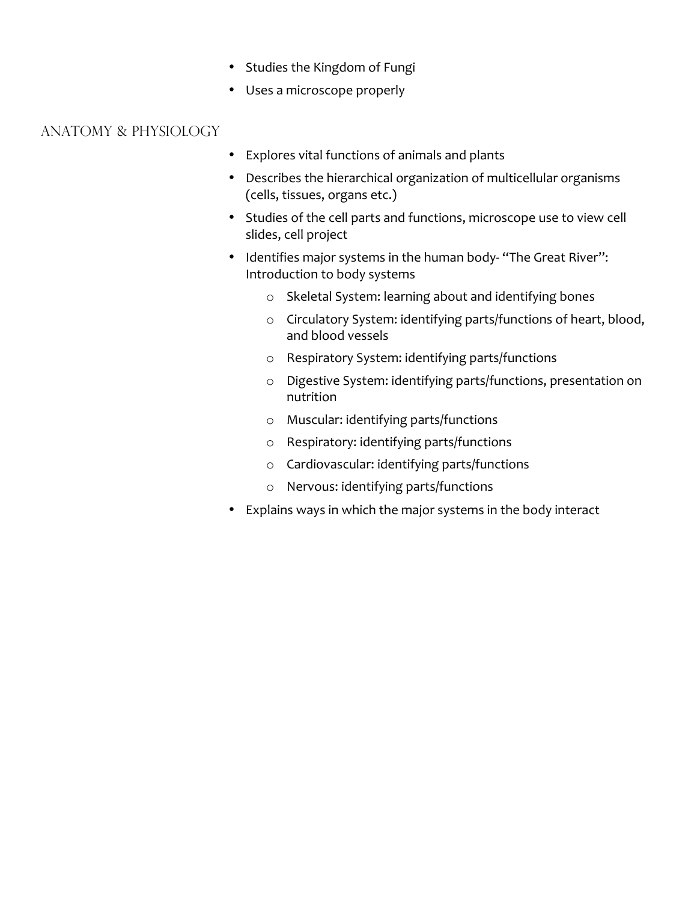- Studies the Kingdom of Fungi
- Uses a microscope properly

## ANATOMY & PHYSIOLOGY

- Explores vital functions of animals and plants
- Describes the hierarchical organization of multicellular organisms (cells, tissues, organs etc.)
- Studies of the cell parts and functions, microscope use to view cell slides, cell project
- Identifies major systems in the human body- "The Great River": Introduction to body systems
    - Skeletal System: learning about and identifying bones
    - Circulatory System: identifying parts/functions of heart, blood, and blood vessels
    - Respiratory System: identifying parts/functions
    - Digestive System: identifying parts/functions, presentation on nutrition
    - Muscular: identifying parts/functions
    - Respiratory: identifying parts/functions
    - Cardiovascular: identifying parts/functions
    - Nervous: identifying parts/functions
- Explains ways in which the major systems in the body interact